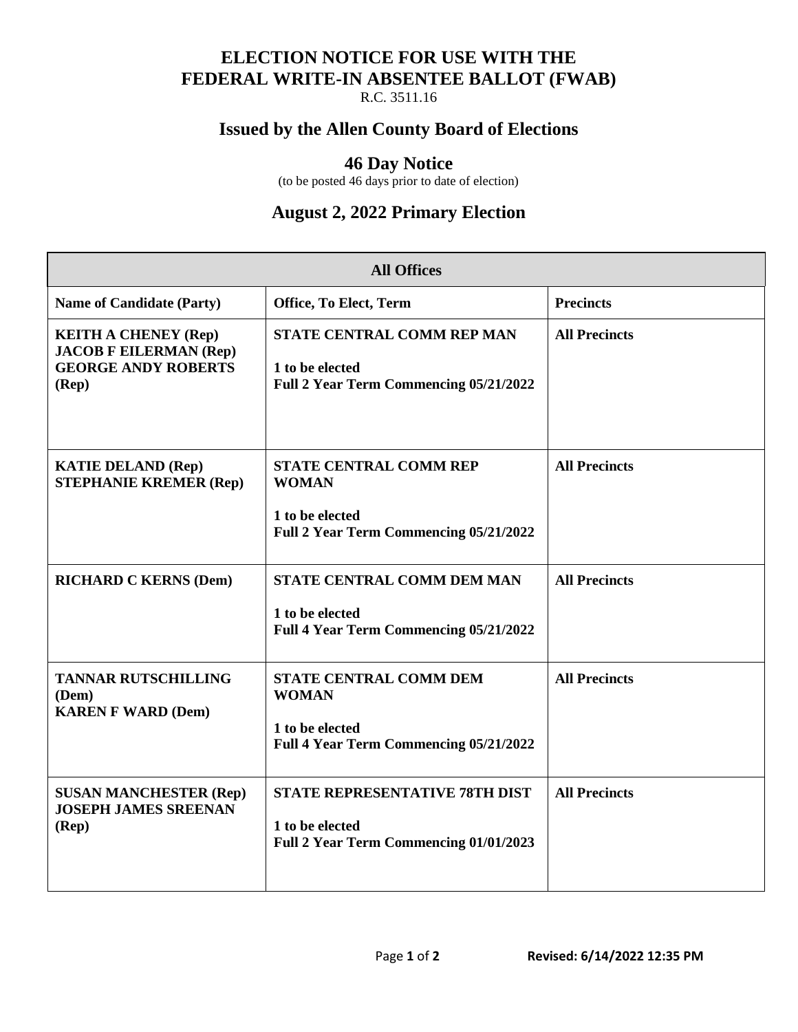# ELECTION NOTICE FOR USE WITH THE FEDERAL WRITE-IN ABSENTEE BALLOT (FWAB)

R.C. 3511.16

## Issued by the Allen County Board of Elections

## 46 Day Notice

(to be posted 46 days prior to date of election)

## August 2, 2022 Primary Election

| All Offices | | |
|---|---|---|
| **Name of Candidate (Party)** | **Office, To Elect, Term** | **Precincts** |
| **KEITH A CHENEY (Rep)**<br>**JACOB F EILERMAN (Rep)**<br>**GEORGE ANDY ROBERTS (Rep)** | **STATE CENTRAL COMM REP MAN**<br><br>**1 to be elected**<br>**Full 2 Year Term Commencing 05/21/2022** | **All Precincts** |
| **KATIE DELAND (Rep)**<br>**STEPHANIE KREMER (Rep)** | **STATE CENTRAL COMM REP WOMAN**<br><br>**1 to be elected**<br>**Full 2 Year Term Commencing 05/21/2022** | **All Precincts** |
| **RICHARD C KERNS (Dem)** | **STATE CENTRAL COMM DEM MAN**<br><br>**1 to be elected**<br>**Full 4 Year Term Commencing 05/21/2022** | **All Precincts** |
| **TANNAR RUTSCHILLING (Dem)**<br>**KAREN F WARD (Dem)** | **STATE CENTRAL COMM DEM WOMAN**<br><br>**1 to be elected**<br>**Full 4 Year Term Commencing 05/21/2022** | **All Precincts** |
| **SUSAN MANCHESTER (Rep)**<br>**JOSEPH JAMES SREENAN (Rep)** | **STATE REPRESENTATIVE 78TH DIST**<br><br>**1 to be elected**<br>**Full 2 Year Term Commencing 01/01/2023** | **All Precincts** |

**Revised: 6/14/2022 12:35 PM**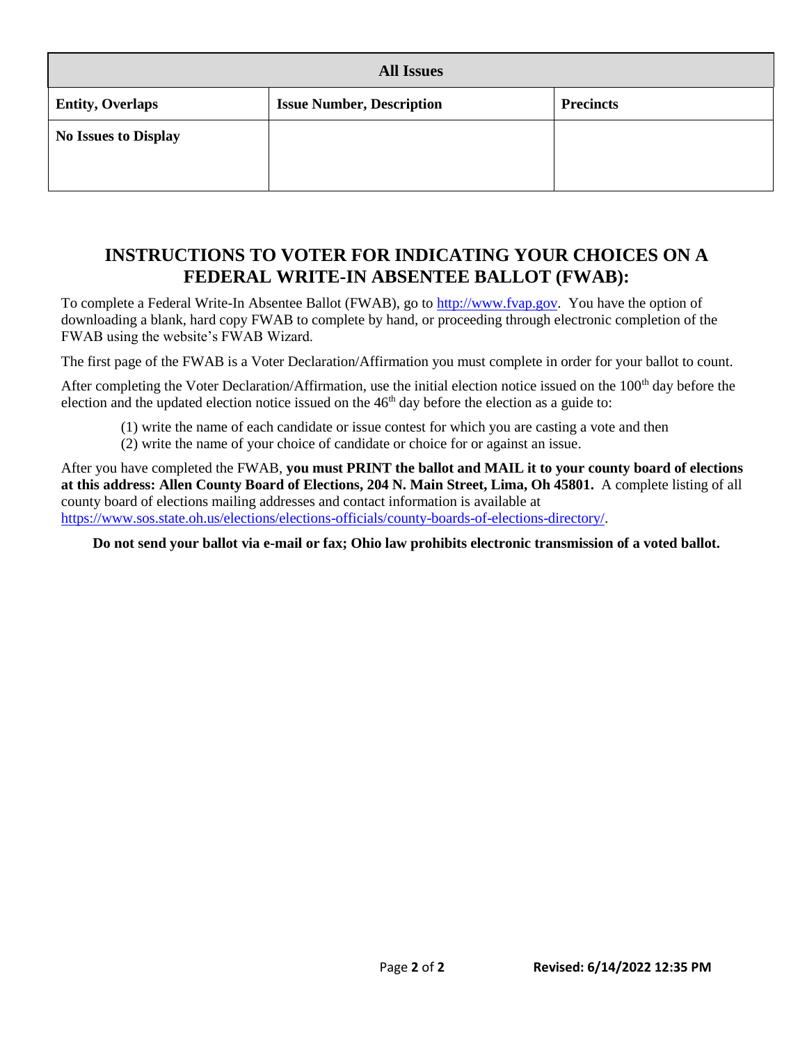| All Issues | | |
|---|---|---|
| **Entity, Overlaps** | **Issue Number, Description** | **Precincts** |
| **No Issues to Display** | | |

## INSTRUCTIONS TO VOTER FOR INDICATING YOUR CHOICES ON A FEDERAL WRITE-IN ABSENTEE BALLOT (FWAB):

To complete a Federal Write-In Absentee Ballot (FWAB), go to http://www.fvap.gov. You have the option of downloading a blank, hard copy FWAB to complete by hand, or proceeding through electronic completion of the FWAB using the website's FWAB Wizard.

The first page of the FWAB is a Voter Declaration/Affirmation you must complete in order for your ballot to count.

After completing the Voter Declaration/Affirmation, use the initial election notice issued on the 100th day before the election and the updated election notice issued on the 46th day before the election as a guide to:

(1) write the name of each candidate or issue contest for which you are casting a vote and then
(2) write the name of your choice of candidate or choice for or against an issue.

After you have completed the FWAB, **you must PRINT the ballot and MAIL it to your county board of elections at this address: Allen County Board of Elections, 204 N. Main Street, Lima, Oh 45801.** A complete listing of all county board of elections mailing addresses and contact information is available at https://www.sos.state.oh.us/elections/elections-officials/county-boards-of-elections-directory/.

**Do not send your ballot via e-mail or fax; Ohio law prohibits electronic transmission of a voted ballot.**

Revised: 6/14/2022 12:35 PM